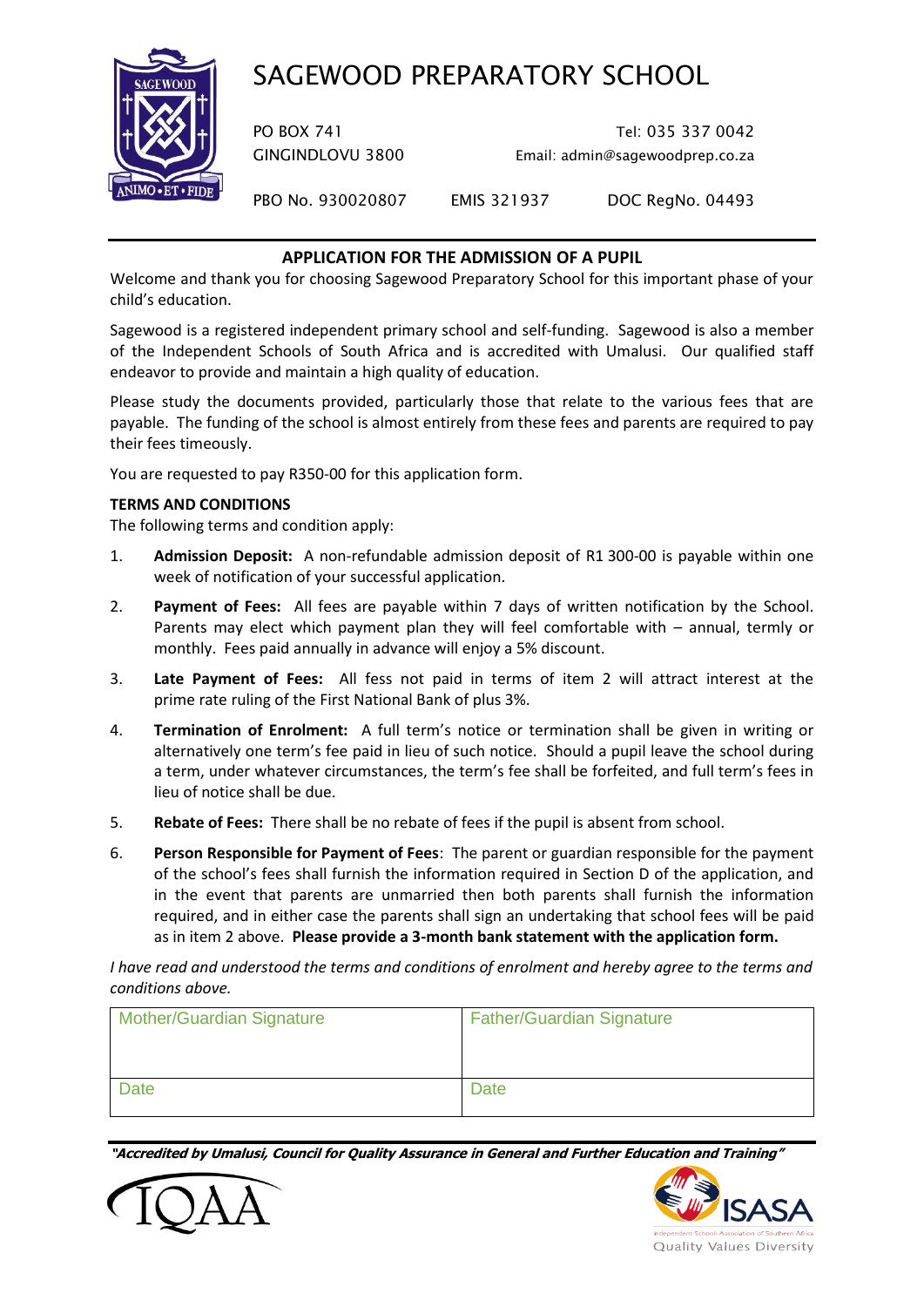# SAGEWOOD PREPARATORY SCHOOL

PO BOX 741 Tel: 035 337 0042
GINGINDLOVU 3800 Email: admin@sagewoodprep.co.za

PBO No. 930020807 EMIS 321937 DOC RegNo. 04493

## APPLICATION FOR THE ADMISSION OF A PUPIL

Welcome and thank you for choosing Sagewood Preparatory School for this important phase of your child's education.

Sagewood is a registered independent primary school and self-funding. Sagewood is also a member of the Independent Schools of South Africa and is accredited with Umalusi. Our qualified staff endeavor to provide and maintain a high quality of education.

Please study the documents provided, particularly those that relate to the various fees that are payable. The funding of the school is almost entirely from these fees and parents are required to pay their fees timeously.

You are requested to pay R350-00 for this application form.

**TERMS AND CONDITIONS**

The following terms and condition apply:

1. **Admission Deposit:** A non-refundable admission deposit of R1 300-00 is payable within one week of notification of your successful application.
2. **Payment of Fees:** All fees are payable within 7 days of written notification by the School. Parents may elect which payment plan they will feel comfortable with – annual, termly or monthly. Fees paid annually in advance will enjoy a 5% discount.
3. **Late Payment of Fees:** All fess not paid in terms of item 2 will attract interest at the prime rate ruling of the First National Bank of plus 3%.
4. **Termination of Enrolment:** A full term's notice or termination shall be given in writing or alternatively one term's fee paid in lieu of such notice. Should a pupil leave the school during a term, under whatever circumstances, the term's fee shall be forfeited, and full term's fees in lieu of notice shall be due.
5. **Rebate of Fees:** There shall be no rebate of fees if the pupil is absent from school.
6. **Person Responsible for Payment of Fees**: The parent or guardian responsible for the payment of the school's fees shall furnish the information required in Section D of the application, and in the event that parents are unmarried then both parents shall furnish the information required, and in either case the parents shall sign an undertaking that school fees will be paid as in item 2 above. **Please provide a 3-month bank statement with the application form.**

*I have read and understood the terms and conditions of enrolment and hereby agree to the terms and conditions above.*

| Mother/Guardian Signature | Father/Guardian Signature |
|---|---|
| Date | Date |

***"Accredited by Umalusi, Council for Quality Assurance in General and Further Education and Training"***

IQAA

ISASA
Independent Schools Association of Southern Africa
Quality Values Diversity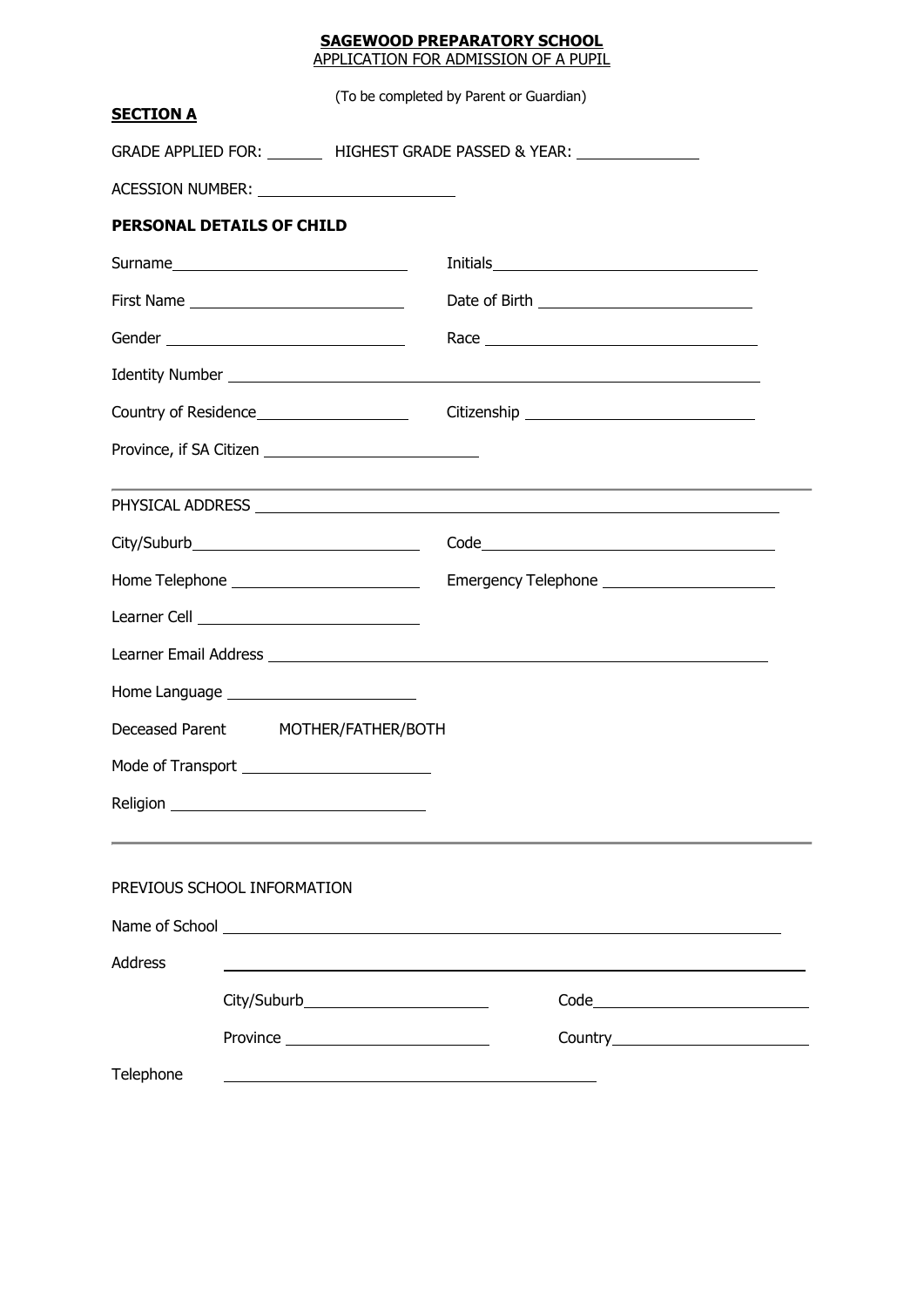**SAGEWOOD PREPARATORY SCHOOL**
APPLICATION FOR ADMISSION OF A PUPIL

(To be completed by Parent or Guardian)

**SECTION A**

GRADE APPLIED FOR: _______ HIGHEST GRADE PASSED & YEAR: ______________

ACESSION NUMBER: ________________________

**PERSONAL DETAILS OF CHILD**

Surname____________________________ Initials________________________________

First Name _________________________ Date of Birth _________________________

Gender ____________________________ Race _________________________________

Identity Number ____________________________________________________________

Country of Residence_________________ Citizenship __________________________

Province, if SA Citizen _________________________

---

PHYSICAL ADDRESS ___________________________________________________________

City/Suburb__________________________ Code___________________________________

Home Telephone ______________________ Emergency Telephone ____________________

Learner Cell ___________________________

Learner Email Address _______________________________________________________

Home Language ______________________

Deceased Parent MOTHER/FATHER/BOTH

Mode of Transport ______________________

Religion _____________________________

---

PREVIOUS SCHOOL INFORMATION

Name of School ____________________________________________________________

Address ___________________________________________________________________

City/Suburb______________________ Code__________________________

Province ________________________ Country_______________________

Telephone ___________________________________________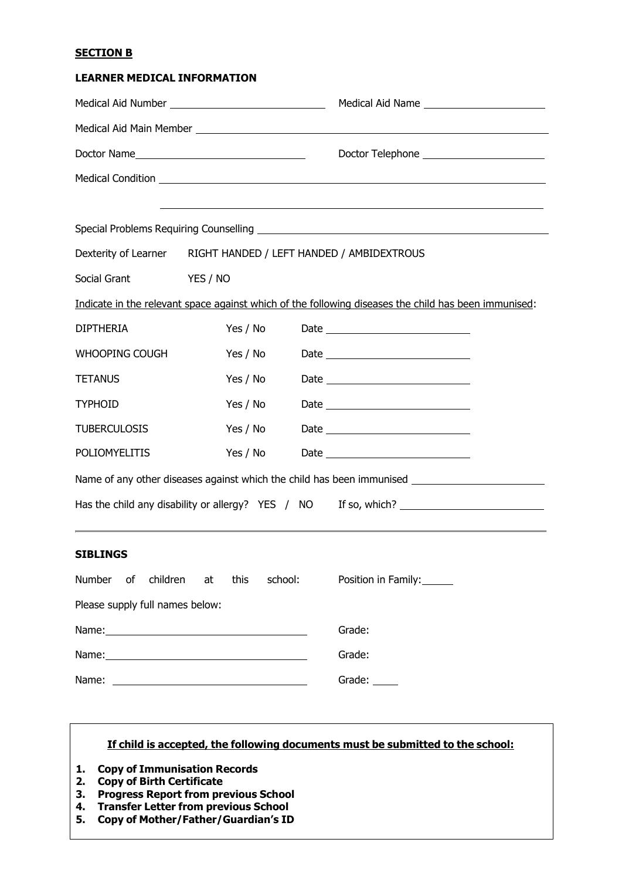**SECTION B**

**LEARNER MEDICAL INFORMATION**

Medical Aid Number ____________________________ Medical Aid Name ______________________

Medical Aid Main Member ________________________________________________________________

Doctor Name________________________________ Doctor Telephone _______________________

Medical Condition _________________________________________________________________

_________________________________________________________________

Special Problems Requiring Counselling ____________________________________________________

Dexterity of Learner RIGHT HANDED / LEFT HANDED / AMBIDEXTROUS

Social Grant YES / NO

Indicate in the relevant space against which of the following diseases the child has been immunised:

| | | |
|---|---|---|
| DIPTHERIA | Yes / No | Date ___________________________ |
| WHOOPING COUGH | Yes / No | Date ___________________________ |
| TETANUS | Yes / No | Date ___________________________ |
| TYPHOID | Yes / No | Date ___________________________ |
| TUBERCULOSIS | Yes / No | Date ___________________________ |
| POLIOMYELITIS | Yes / No | Date ___________________________ |

Name of any other diseases against which the child has been immunised _________________________

Has the child any disability or allergy? YES / NO If so, which? ___________________________

---

**SIBLINGS**

Number of children at this school: Position in Family:______

Please supply full names below:

Name:_____________________________________ Grade:

Name:_____________________________________ Grade:

Name: _____________________________________ Grade: _____

**If child is accepted, the following documents must be submitted to the school:**

1. **Copy of Immunisation Records**
2. **Copy of Birth Certificate**
3. **Progress Report from previous School**
4. **Transfer Letter from previous School**
5. **Copy of Mother/Father/Guardian's ID**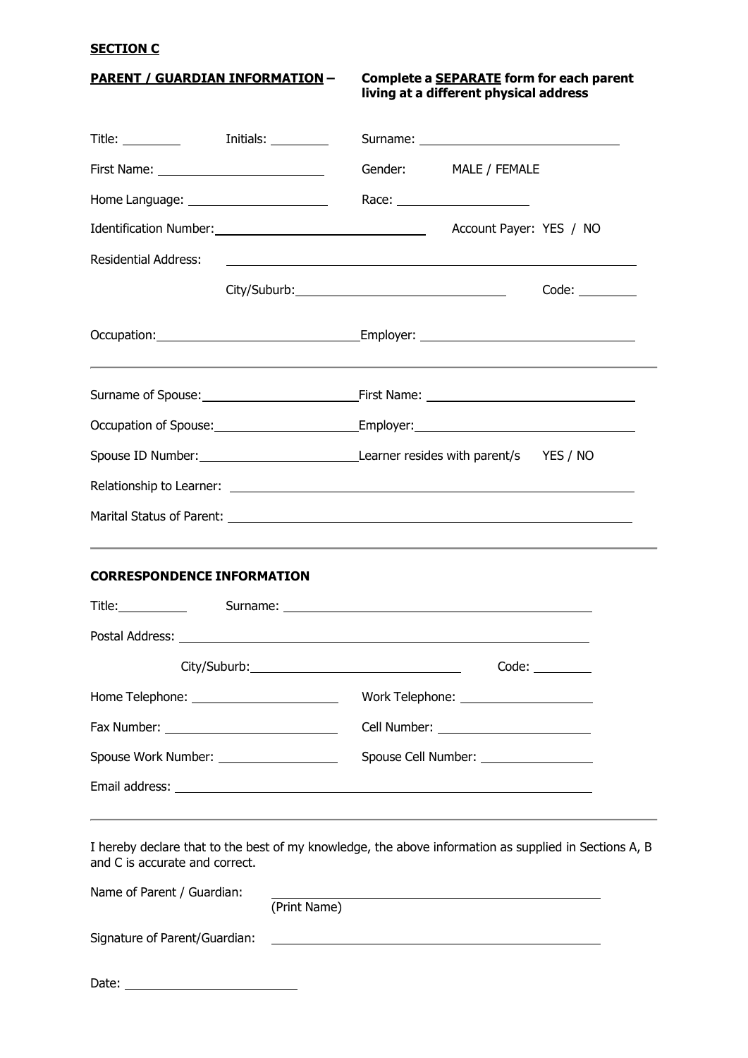**SECTION C**

**PARENT / GUARDIAN INFORMATION –** **Complete a SEPARATE form for each parent living at a different physical address**

Title: ________ Initials: ________ Surname: ____________________________

First Name: ______________________ Gender: MALE / FEMALE

Home Language: ___________________ Race: __________________

Identification Number: ____________________________ Account Payer: YES / NO

Residential Address: ____________________________________________________

City/Suburb: ______________________________ Code: ________

Occupation: ____________________________ Employer: ____________________________

---

Surname of Spouse: ______________________ First Name: ____________________________

Occupation of Spouse: ____________________ Employer: ____________________________

Spouse ID Number: ______________________ Learner resides with parent/s YES / NO

Relationship to Learner: ____________________________________________________

Marital Status of Parent: ____________________________________________________

---

**CORRESPONDENCE INFORMATION**

Title: __________ Surname: ________________________________________

Postal Address: ____________________________________________________

City/Suburb: ______________________________ Code: ________

Home Telephone: ____________________ Work Telephone: __________________

Fax Number: ________________________ Cell Number: _____________________

Spouse Work Number: ________________ Spouse Cell Number: ________________

Email address: ____________________________________________________

---

I hereby declare that to the best of my knowledge, the above information as supplied in Sections A, B and C is accurate and correct.

Name of Parent / Guardian: ____________________________________________
(Print Name)

Signature of Parent/Guardian: ____________________________________________

Date: ________________________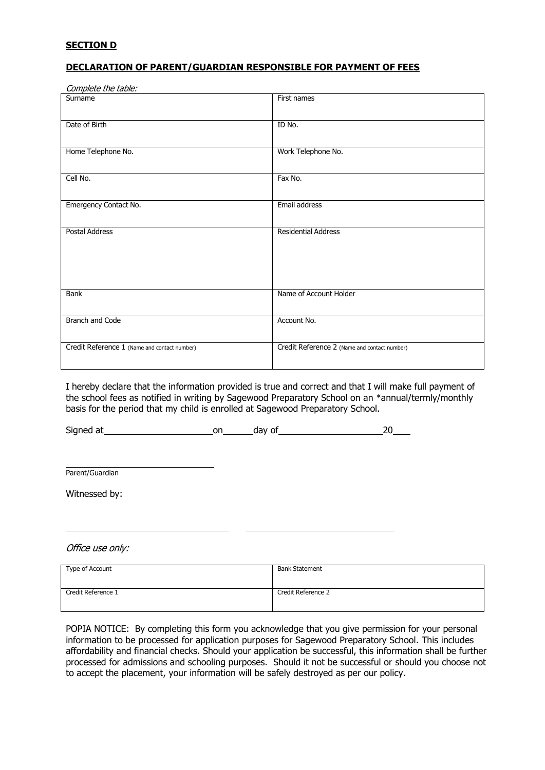**SECTION D**

**DECLARATION OF PARENT/GUARDIAN RESPONSIBLE FOR PAYMENT OF FEES**

*Complete the table:*

| | |
|---|---|
| Surname | First names |
| Date of Birth | ID No. |
| Home Telephone No. | Work Telephone No. |
| Cell No. | Fax No. |
| Emergency Contact No. | Email address |
| Postal Address | Residential Address |
| Bank | Name of Account Holder |
| Branch and Code | Account No. |
| Credit Reference 1 (Name and contact number) | Credit Reference 2 (Name and contact number) |

I hereby declare that the information provided is true and correct and that I will make full payment of the school fees as notified in writing by Sagewood Preparatory School on an *annual/termly/monthly basis for the period that my child is enrolled at Sagewood Preparatory School.

Signed at______________________on______day of_____________________20___

_______________________________
Parent/Guardian

Witnessed by:

_______________________________ _______________________________

*Office use only:*

| | |
|---|---|
| Type of Account | Bank Statement |
| Credit Reference 1 | Credit Reference 2 |

POPIA NOTICE: By completing this form you acknowledge that you give permission for your personal information to be processed for application purposes for Sagewood Preparatory School. This includes affordability and financial checks. Should your application be successful, this information shall be further processed for admissions and schooling purposes. Should it not be successful or should you choose not to accept the placement, your information will be safely destroyed as per our policy.